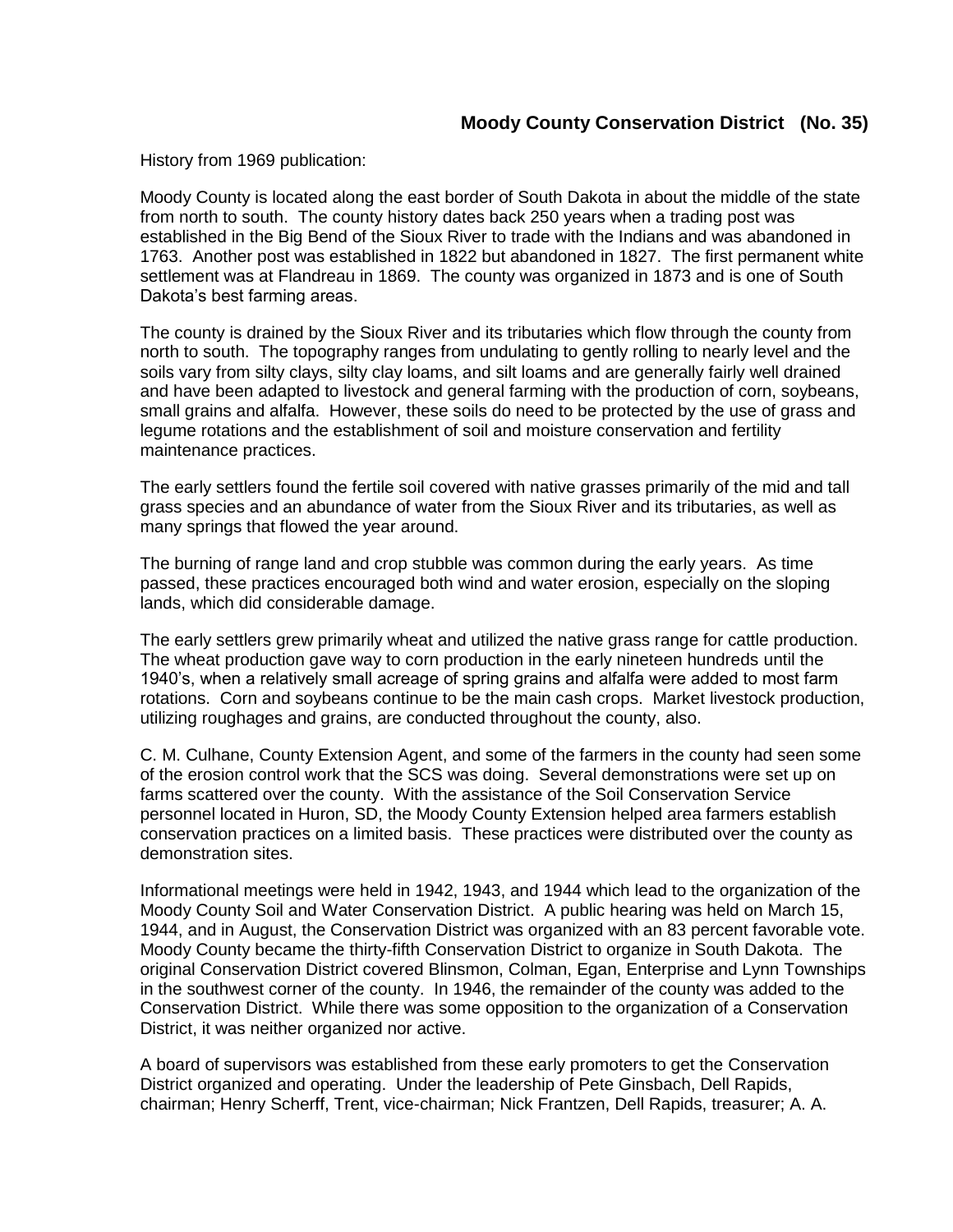## Moody County Conservation District (No. 35)

History from 1969 publication:

Moody County is located along the east border of South Dakota in about the middle of the state from north to south. The county history dates back 250 years when a trading post was established in the Big Bend of the Sioux River to trade with the Indians and was abandoned in 1763. Another post was established in 1822 but abandoned in 1827. The first permanent white settlement was at Flandreau in 1869. The county was organized in 1873 and is one of South Dakota's best farming areas.

The county is drained by the Sioux River and its tributaries which flow through the county from north to south. The topography ranges from undulating to gently rolling to nearly level and the soils vary from silty clays, silty clay loams, and silt loams and are generally fairly well drained and have been adapted to livestock and general farming with the production of corn, soybeans, small grains and alfalfa. However, these soils do need to be protected by the use of grass and legume rotations and the establishment of soil and moisture conservation and fertility maintenance practices.

The early settlers found the fertile soil covered with native grasses primarily of the mid and tall grass species and an abundance of water from the Sioux River and its tributaries, as well as many springs that flowed the year around.

The burning of range land and crop stubble was common during the early years. As time passed, these practices encouraged both wind and water erosion, especially on the sloping lands, which did considerable damage.

The early settlers grew primarily wheat and utilized the native grass range for cattle production. The wheat production gave way to corn production in the early nineteen hundreds until the 1940's, when a relatively small acreage of spring grains and alfalfa were added to most farm rotations. Corn and soybeans continue to be the main cash crops. Market livestock production, utilizing roughages and grains, are conducted throughout the county, also.

C. M. Culhane, County Extension Agent, and some of the farmers in the county had seen some of the erosion control work that the SCS was doing. Several demonstrations were set up on farms scattered over the county. With the assistance of the Soil Conservation Service personnel located in Huron, SD, the Moody County Extension helped area farmers establish conservation practices on a limited basis. These practices were distributed over the county as demonstration sites.

Informational meetings were held in 1942, 1943, and 1944 which lead to the organization of the Moody County Soil and Water Conservation District. A public hearing was held on March 15, 1944, and in August, the Conservation District was organized with an 83 percent favorable vote. Moody County became the thirty-fifth Conservation District to organize in South Dakota. The original Conservation District covered Blinsmon, Colman, Egan, Enterprise and Lynn Townships in the southwest corner of the county. In 1946, the remainder of the county was added to the Conservation District. While there was some opposition to the organization of a Conservation District, it was neither organized nor active.

A board of supervisors was established from these early promoters to get the Conservation District organized and operating. Under the leadership of Pete Ginsbach, Dell Rapids, chairman; Henry Scherff, Trent, vice-chairman; Nick Frantzen, Dell Rapids, treasurer; A. A.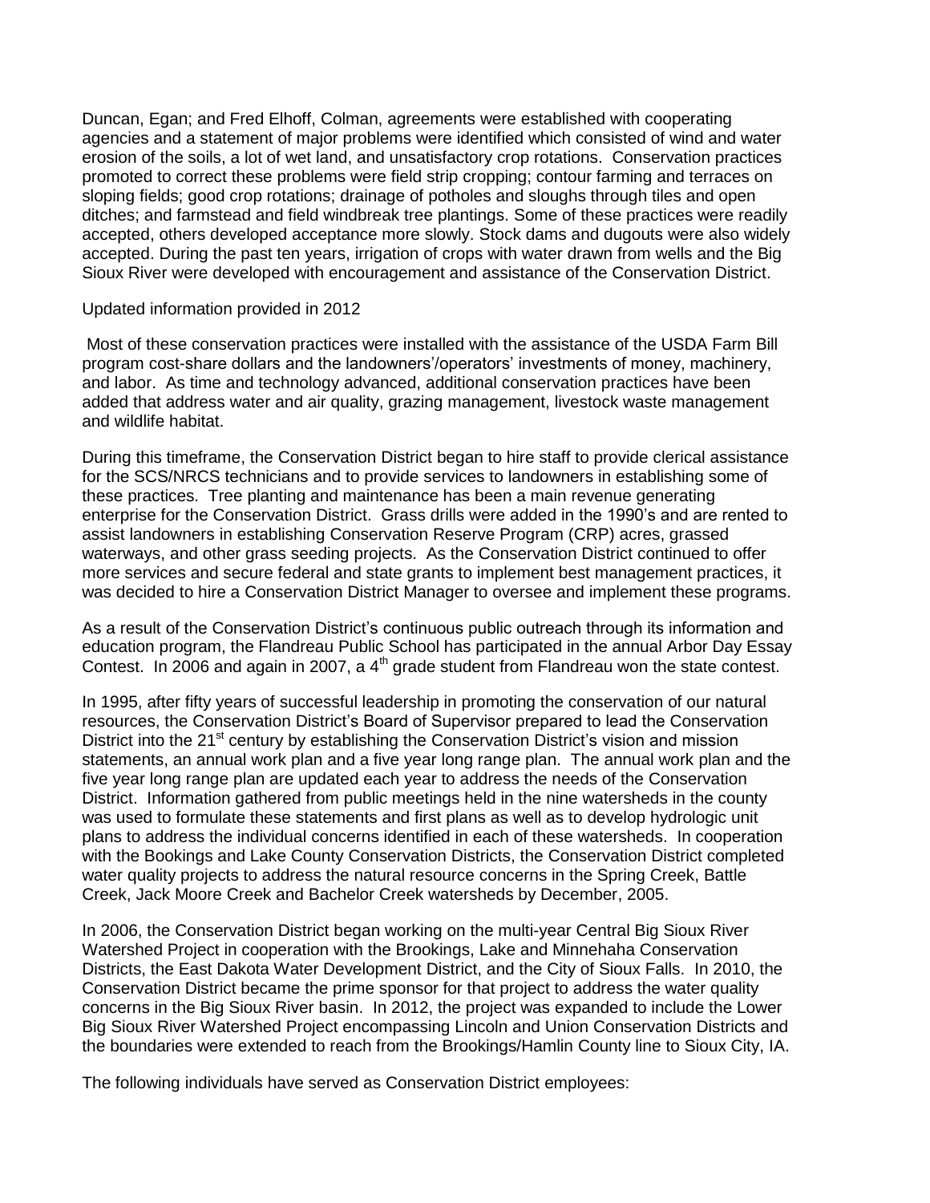Duncan, Egan; and Fred Elhoff, Colman, agreements were established with cooperating agencies and a statement of major problems were identified which consisted of wind and water erosion of the soils, a lot of wet land, and unsatisfactory crop rotations. Conservation practices promoted to correct these problems were field strip cropping; contour farming and terraces on sloping fields; good crop rotations; drainage of potholes and sloughs through tiles and open ditches; and farmstead and field windbreak tree plantings. Some of these practices were readily accepted, others developed acceptance more slowly. Stock dams and dugouts were also widely accepted. During the past ten years, irrigation of crops with water drawn from wells and the Big Sioux River were developed with encouragement and assistance of the Conservation District.

Updated information provided in 2012

Most of these conservation practices were installed with the assistance of the USDA Farm Bill program cost-share dollars and the landowners'/operators' investments of money, machinery, and labor. As time and technology advanced, additional conservation practices have been added that address water and air quality, grazing management, livestock waste management and wildlife habitat.

During this timeframe, the Conservation District began to hire staff to provide clerical assistance for the SCS/NRCS technicians and to provide services to landowners in establishing some of these practices. Tree planting and maintenance has been a main revenue generating enterprise for the Conservation District. Grass drills were added in the 1990's and are rented to assist landowners in establishing Conservation Reserve Program (CRP) acres, grassed waterways, and other grass seeding projects. As the Conservation District continued to offer more services and secure federal and state grants to implement best management practices, it was decided to hire a Conservation District Manager to oversee and implement these programs.

As a result of the Conservation District's continuous public outreach through its information and education program, the Flandreau Public School has participated in the annual Arbor Day Essay Contest. In 2006 and again in 2007, a 4th grade student from Flandreau won the state contest.

In 1995, after fifty years of successful leadership in promoting the conservation of our natural resources, the Conservation District's Board of Supervisor prepared to lead the Conservation District into the 21st century by establishing the Conservation District's vision and mission statements, an annual work plan and a five year long range plan. The annual work plan and the five year long range plan are updated each year to address the needs of the Conservation District. Information gathered from public meetings held in the nine watersheds in the county was used to formulate these statements and first plans as well as to develop hydrologic unit plans to address the individual concerns identified in each of these watersheds. In cooperation with the Bookings and Lake County Conservation Districts, the Conservation District completed water quality projects to address the natural resource concerns in the Spring Creek, Battle Creek, Jack Moore Creek and Bachelor Creek watersheds by December, 2005.

In 2006, the Conservation District began working on the multi-year Central Big Sioux River Watershed Project in cooperation with the Brookings, Lake and Minnehaha Conservation Districts, the East Dakota Water Development District, and the City of Sioux Falls. In 2010, the Conservation District became the prime sponsor for that project to address the water quality concerns in the Big Sioux River basin. In 2012, the project was expanded to include the Lower Big Sioux River Watershed Project encompassing Lincoln and Union Conservation Districts and the boundaries were extended to reach from the Brookings/Hamlin County line to Sioux City, IA.

The following individuals have served as Conservation District employees: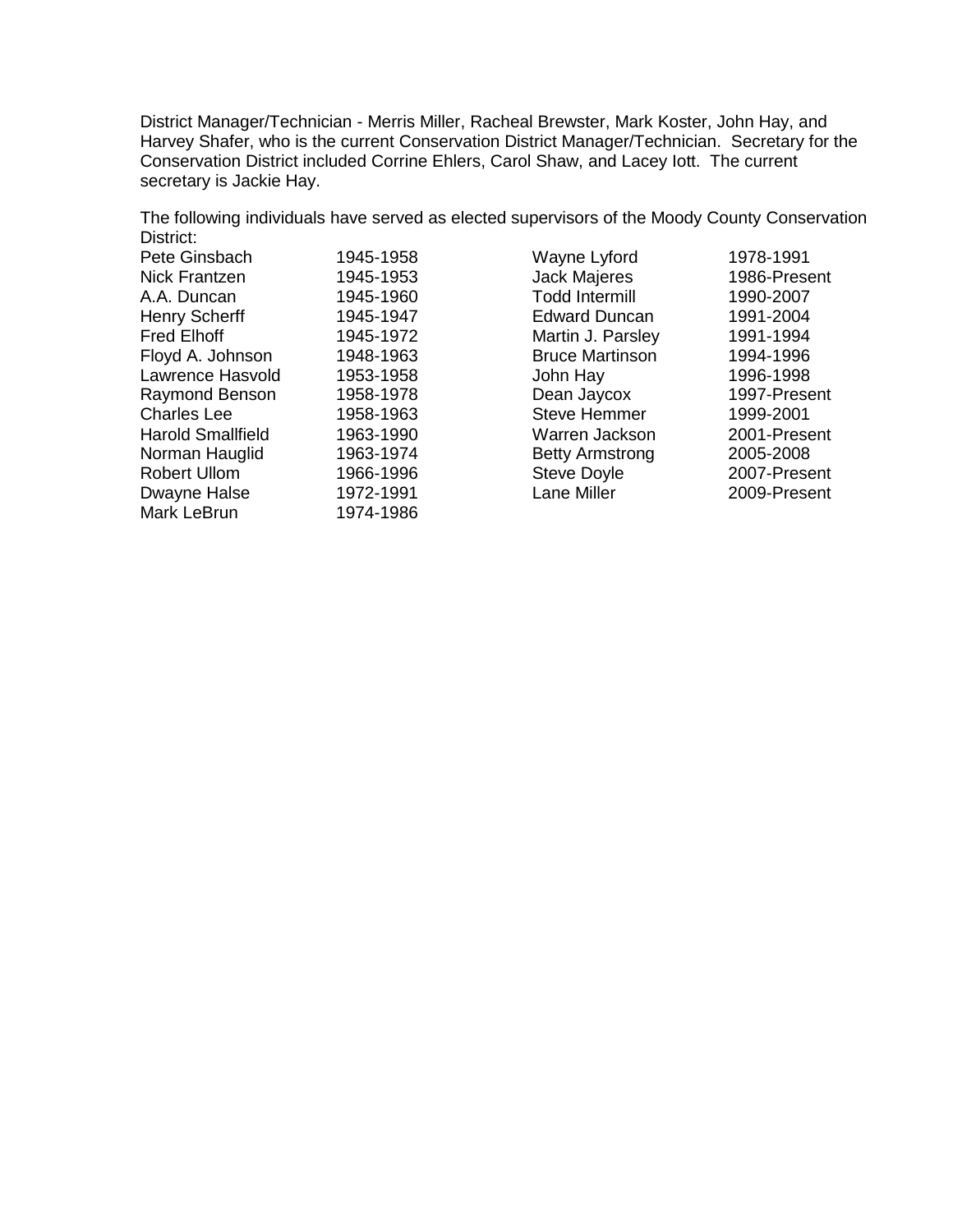District Manager/Technician - Merris Miller, Racheal Brewster, Mark Koster, John Hay, and Harvey Shafer, who is the current Conservation District Manager/Technician. Secretary for the Conservation District included Corrine Ehlers, Carol Shaw, and Lacey Iott. The current secretary is Jackie Hay.

The following individuals have served as elected supervisors of the Moody County Conservation District:

| | | | |
|---|---|---|---|
| Pete Ginsbach | 1945-1958 | Wayne Lyford | 1978-1991 |
| Nick Frantzen | 1945-1953 | Jack Majeres | 1986-Present |
| A.A. Duncan | 1945-1960 | Todd Intermill | 1990-2007 |
| Henry Scherff | 1945-1947 | Edward Duncan | 1991-2004 |
| Fred Elhoff | 1945-1972 | Martin J. Parsley | 1991-1994 |
| Floyd A. Johnson | 1948-1963 | Bruce Martinson | 1994-1996 |
| Lawrence Hasvold | 1953-1958 | John Hay | 1996-1998 |
| Raymond Benson | 1958-1978 | Dean Jaycox | 1997-Present |
| Charles Lee | 1958-1963 | Steve Hemmer | 1999-2001 |
| Harold Smallfield | 1963-1990 | Warren Jackson | 2001-Present |
| Norman Hauglid | 1963-1974 | Betty Armstrong | 2005-2008 |
| Robert Ullom | 1966-1996 | Steve Doyle | 2007-Present |
| Dwayne Halse | 1972-1991 | Lane Miller | 2009-Present |
| Mark LeBrun | 1974-1986 | | |